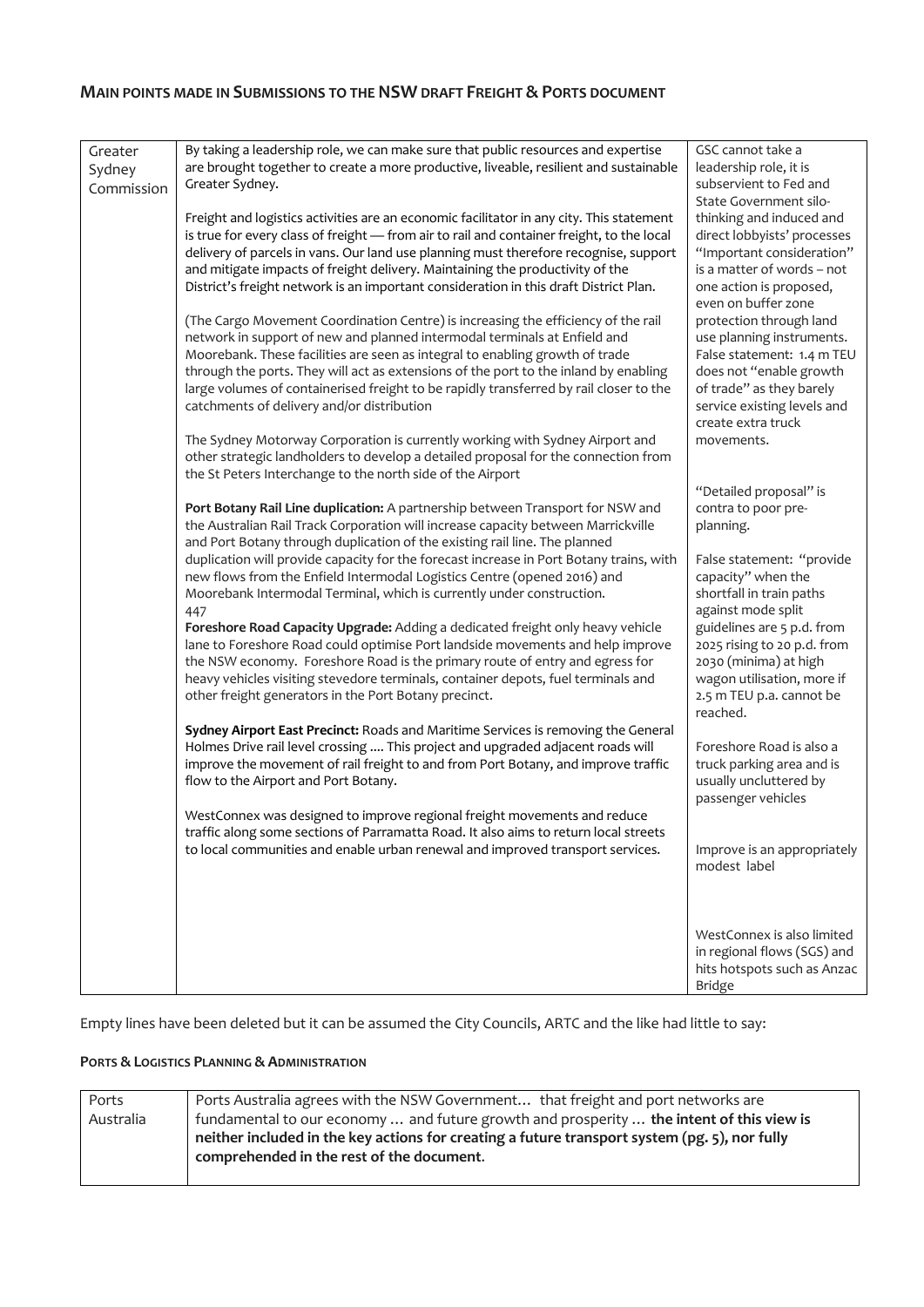## Main points made in Submissions to the NSW draft Freight & Ports document

| Greater Sydney Commission | By taking a leadership role, we can make sure that public resources and expertise are brought together to create a more productive, liveable, resilient and sustainable Greater Sydney.<br><br>Freight and logistics activities are an economic facilitator in any city. This statement is true for every class of freight — from air to rail and container freight, to the local delivery of parcels in vans. Our land use planning must therefore recognise, support and mitigate impacts of freight delivery. Maintaining the productivity of the District's freight network is an important consideration in this draft District Plan.<br><br>(The Cargo Movement Coordination Centre) is increasing the efficiency of the rail network in support of new and planned intermodal terminals at Enfield and Moorebank. These facilities are seen as integral to enabling growth of trade through the ports. They will act as extensions of the port to the inland by enabling large volumes of containerised freight to be rapidly transferred by rail closer to the catchments of delivery and/or distribution<br><br>The Sydney Motorway Corporation is currently working with Sydney Airport and other strategic landholders to develop a detailed proposal for the connection from the St Peters Interchange to the north side of the Airport<br><br>**Port Botany Rail Line duplication:** A partnership between Transport for NSW and the Australian Rail Track Corporation will increase capacity between Marrickville and Port Botany through duplication of the existing rail line. The planned duplication will provide capacity for the forecast increase in Port Botany trains, with new flows from the Enfield Intermodal Logistics Centre (opened 2016) and Moorebank Intermodal Terminal, which is currently under construction.<br>447<br>**Foreshore Road Capacity Upgrade:** Adding a dedicated freight only heavy vehicle lane to Foreshore Road could optimise Port landside movements and help improve the NSW economy. Foreshore Road is the primary route of entry and egress for heavy vehicles visiting stevedore terminals, container depots, fuel terminals and other freight generators in the Port Botany precinct.<br><br>**Sydney Airport East Precinct:** Roads and Maritime Services is removing the General Holmes Drive rail level crossing .... This project and upgraded adjacent roads will improve the movement of rail freight to and from Port Botany, and improve traffic flow to the Airport and Port Botany.<br><br>WestConnex was designed to improve regional freight movements and reduce traffic along some sections of Parramatta Road. It also aims to return local streets to local communities and enable urban renewal and improved transport services. | GSC cannot take a leadership role, it is subservient to Fed and State Government silo-thinking and induced and direct lobbyists' processes "Important consideration" is a matter of words – not one action is proposed, even on buffer zone protection through land use planning instruments. False statement: 1.4 m TEU does not "enable growth of trade" as they barely service existing levels and create extra truck movements.<br><br>"Detailed proposal" is contra to poor pre-planning.<br><br>False statement: "provide capacity" when the shortfall in train paths against mode split guidelines are 5 p.d. from 2025 rising to 20 p.d. from 2030 (minima) at high wagon utilisation, more if 2.5 m TEU p.a. cannot be reached.<br><br>Foreshore Road is also a truck parking area and is usually uncluttered by passenger vehicles<br><br>Improve is an appropriately modest label<br><br>WestConnex is also limited in regional flows (SGS) and hits hotspots such as Anzac Bridge |
|---|---|---|

Empty lines have been deleted but it can be assumed the City Councils, ARTC and the like had little to say:

#### Ports & Logistics Planning & Administration

| Ports Australia | Ports Australia agrees with the NSW Government… that freight and port networks are fundamental to our economy … and future growth and prosperity … **the intent of this view is neither included in the key actions for creating a future transport system (pg. 5), nor fully comprehended in the rest of the document**. |
|---|---|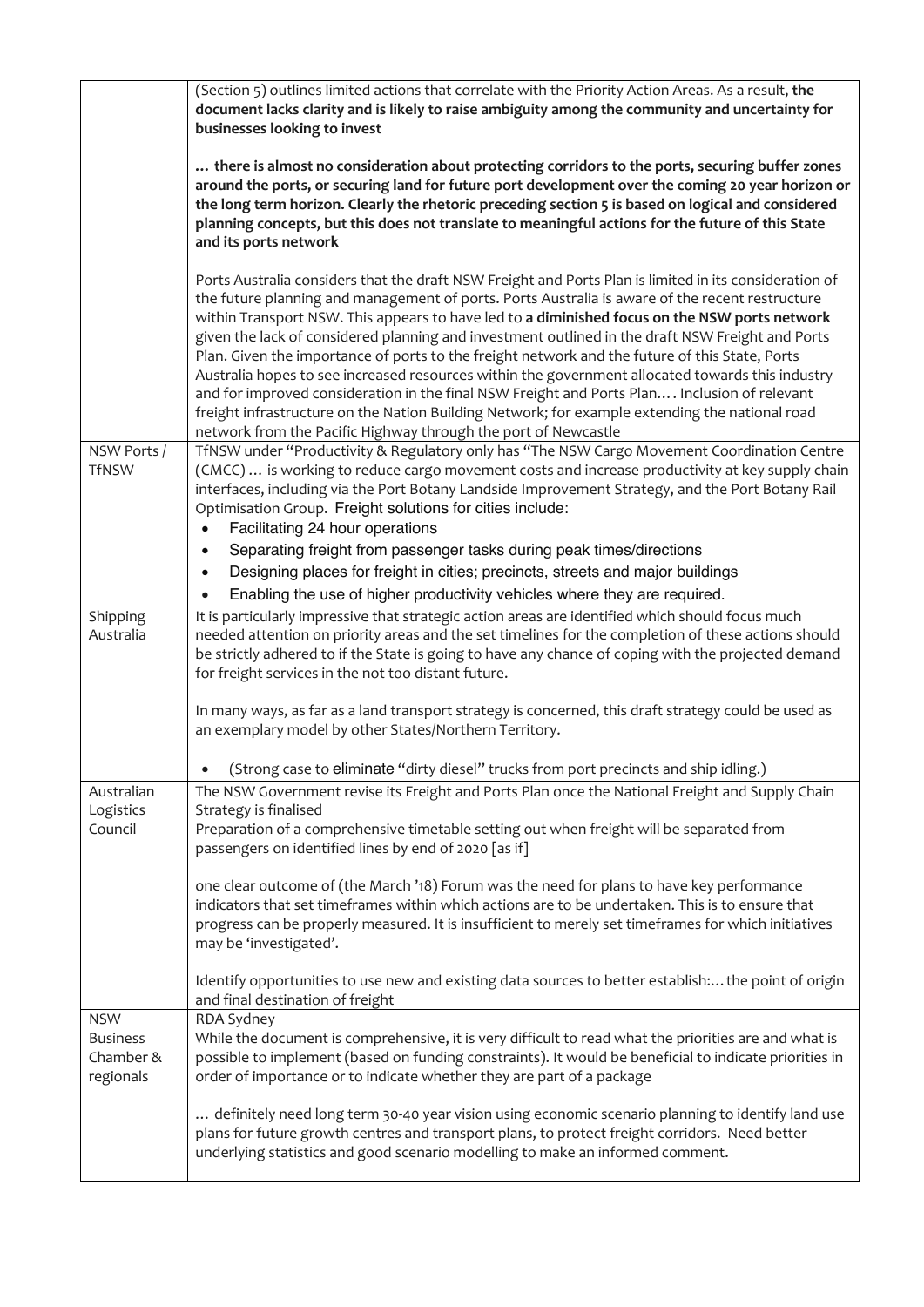| | |
|---|---|
| | (Section 5) outlines limited actions that correlate with the Priority Action Areas. As a result, **the document lacks clarity and is likely to raise ambiguity among the community and uncertainty for businesses looking to invest**<br><br>**… there is almost no consideration about protecting corridors to the ports, securing buffer zones around the ports, or securing land for future port development over the coming 20 year horizon or the long term horizon. Clearly the rhetoric preceding section 5 is based on logical and considered planning concepts, but this does not translate to meaningful actions for the future of this State and its ports network**<br><br>Ports Australia considers that the draft NSW Freight and Ports Plan is limited in its consideration of the future planning and management of ports. Ports Australia is aware of the recent restructure within Transport NSW. This appears to have led to **a diminished focus on the NSW ports network** given the lack of considered planning and investment outlined in the draft NSW Freight and Ports Plan. Given the importance of ports to the freight network and the future of this State, Ports Australia hopes to see increased resources within the government allocated towards this industry and for improved consideration in the final NSW Freight and Ports Plan.… Inclusion of relevant freight infrastructure on the Nation Building Network; for example extending the national road network from the Pacific Highway through the port of Newcastle |
| NSW Ports / TfNSW | TfNSW under "Productivity & Regulatory only has "The NSW Cargo Movement Coordination Centre (CMCC) … is working to reduce cargo movement costs and increase productivity at key supply chain interfaces, including via the Port Botany Landside Improvement Strategy, and the Port Botany Rail Optimisation Group. Freight solutions for cities include:<br>• Facilitating 24 hour operations<br>• Separating freight from passenger tasks during peak times/directions<br>• Designing places for freight in cities; precincts, streets and major buildings<br>• Enabling the use of higher productivity vehicles where they are required. |
| Shipping Australia | It is particularly impressive that strategic action areas are identified which should focus much needed attention on priority areas and the set timelines for the completion of these actions should be strictly adhered to if the State is going to have any chance of coping with the projected demand for freight services in the not too distant future.<br><br>In many ways, as far as a land transport strategy is concerned, this draft strategy could be used as an exemplary model by other States/Northern Territory.<br><br>• (Strong case to eliminate "dirty diesel" trucks from port precincts and ship idling.) |
| Australian Logistics Council | The NSW Government revise its Freight and Ports Plan once the National Freight and Supply Chain Strategy is finalised<br>Preparation of a comprehensive timetable setting out when freight will be separated from passengers on identified lines by end of 2020 [as if]<br><br>one clear outcome of (the March '18) Forum was the need for plans to have key performance indicators that set timeframes within which actions are to be undertaken. This is to ensure that progress can be properly measured. It is insufficient to merely set timeframes for which initiatives may be 'investigated'.<br><br>Identify opportunities to use new and existing data sources to better establish:… the point of origin and final destination of freight |
| NSW Business Chamber & regionals | RDA Sydney<br>While the document is comprehensive, it is very difficult to read what the priorities are and what is possible to implement (based on funding constraints). It would be beneficial to indicate priorities in order of importance or to indicate whether they are part of a package<br><br>… definitely need long term 30-40 year vision using economic scenario planning to identify land use plans for future growth centres and transport plans, to protect freight corridors. Need better underlying statistics and good scenario modelling to make an informed comment. |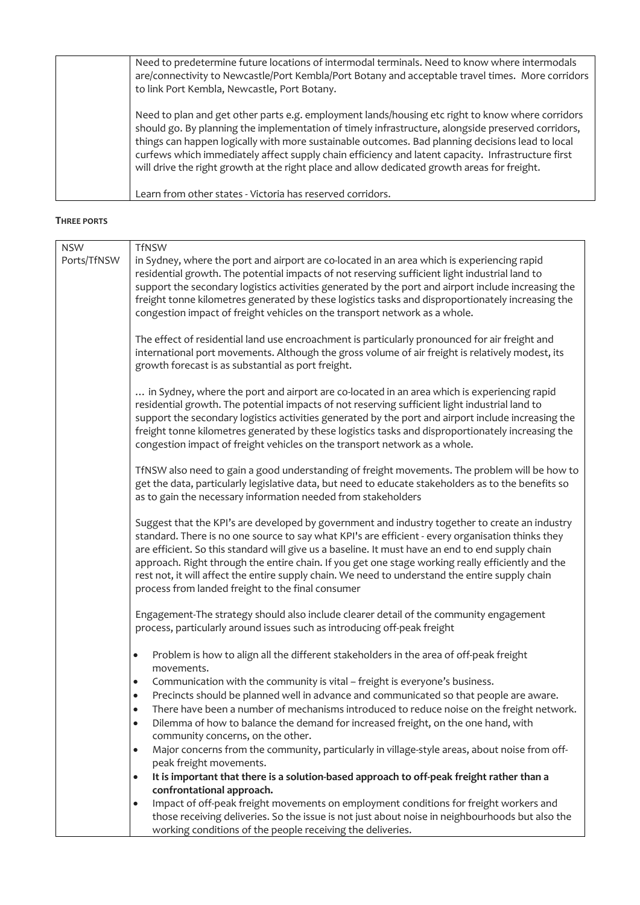| | |
|---|---|
| | Need to predetermine future locations of intermodal terminals. Need to know where intermodals are/connectivity to Newcastle/Port Kembla/Port Botany and acceptable travel times. More corridors to link Port Kembla, Newcastle, Port Botany.<br><br>Need to plan and get other parts e.g. employment lands/housing etc right to know where corridors should go. By planning the implementation of timely infrastructure, alongside preserved corridors, things can happen logically with more sustainable outcomes. Bad planning decisions lead to local curfews which immediately affect supply chain efficiency and latent capacity. Infrastructure first will drive the right growth at the right place and allow dedicated growth areas for freight.<br><br>Learn from other states - Victoria has reserved corridors. |

**THREE PORTS**

| | |
|---|---|
| NSW Ports/TfNSW | TfNSW<br>in Sydney, where the port and airport are co-located in an area which is experiencing rapid residential growth. The potential impacts of not reserving sufficient light industrial land to support the secondary logistics activities generated by the port and airport include increasing the freight tonne kilometres generated by these logistics tasks and disproportionately increasing the congestion impact of freight vehicles on the transport network as a whole.<br><br>The effect of residential land use encroachment is particularly pronounced for air freight and international port movements. Although the gross volume of air freight is relatively modest, its growth forecast is as substantial as port freight.<br><br>… in Sydney, where the port and airport are co-located in an area which is experiencing rapid residential growth. The potential impacts of not reserving sufficient light industrial land to support the secondary logistics activities generated by the port and airport include increasing the freight tonne kilometres generated by these logistics tasks and disproportionately increasing the congestion impact of freight vehicles on the transport network as a whole.<br><br>TfNSW also need to gain a good understanding of freight movements. The problem will be how to get the data, particularly legislative data, but need to educate stakeholders as to the benefits so as to gain the necessary information needed from stakeholders<br><br>Suggest that the KPI's are developed by government and industry together to create an industry standard. There is no one source to say what KPI's are efficient - every organisation thinks they are efficient. So this standard will give us a baseline. It must have an end to end supply chain approach. Right through the entire chain. If you get one stage working really efficiently and the rest not, it will affect the entire supply chain. We need to understand the entire supply chain process from landed freight to the final consumer<br><br>Engagement-The strategy should also include clearer detail of the community engagement process, particularly around issues such as introducing off-peak freight<br><br>• Problem is how to align all the different stakeholders in the area of off-peak freight movements.<br>• Communication with the community is vital – freight is everyone's business.<br>• Precincts should be planned well in advance and communicated so that people are aware.<br>• There have been a number of mechanisms introduced to reduce noise on the freight network.<br>• Dilemma of how to balance the demand for increased freight, on the one hand, with community concerns, on the other.<br>• Major concerns from the community, particularly in village-style areas, about noise from off-peak freight movements.<br>• **It is important that there is a solution-based approach to off-peak freight rather than a confrontational approach.**<br>• Impact of off-peak freight movements on employment conditions for freight workers and those receiving deliveries. So the issue is not just about noise in neighbourhoods but also the working conditions of the people receiving the deliveries. |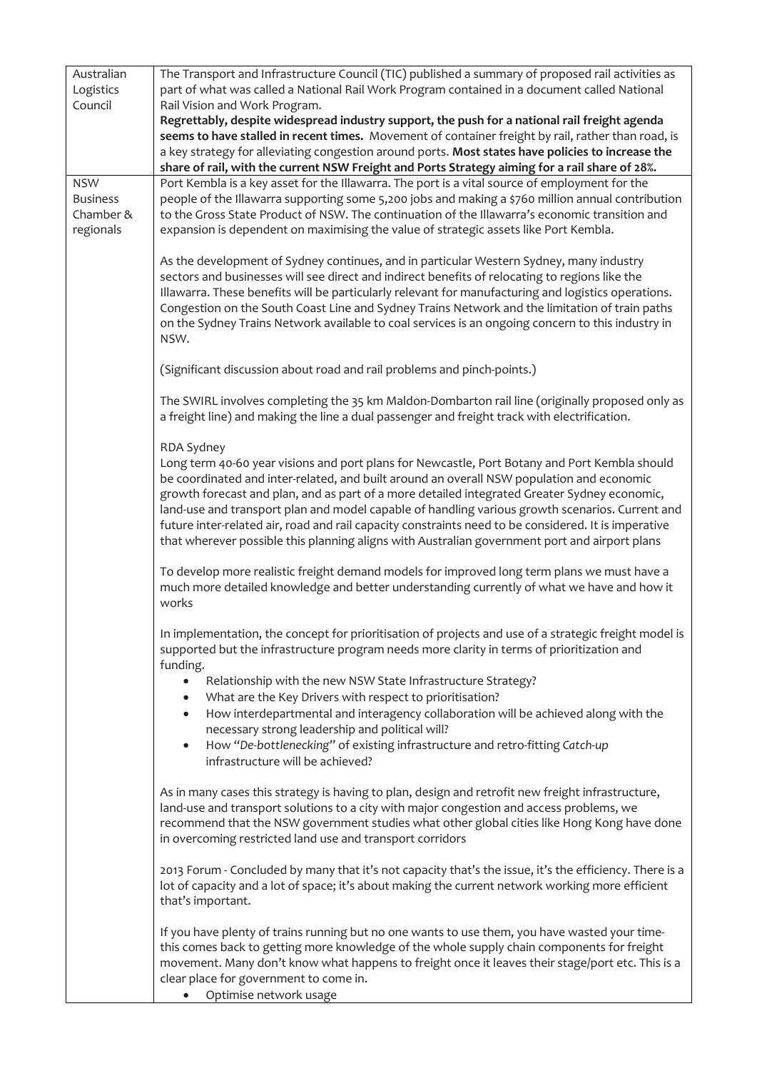| | |
|---|---|
| Australian Logistics Council | The Transport and Infrastructure Council (TIC) published a summary of proposed rail activities as part of what was called a National Rail Work Program contained in a document called National Rail Vision and Work Program.<br>**Regrettably, despite widespread industry support, the push for a national rail freight agenda seems to have stalled in recent times.** Movement of container freight by rail, rather than road, is a key strategy for alleviating congestion around ports. **Most states have policies to increase the share of rail, with the current NSW Freight and Ports Strategy aiming for a rail share of 28%.** |
| NSW Business Chamber & regionals | Port Kembla is a key asset for the Illawarra. The port is a vital source of employment for the people of the Illawarra supporting some 5,200 jobs and making a $760 million annual contribution to the Gross State Product of NSW. The continuation of the Illawarra's economic transition and expansion is dependent on maximising the value of strategic assets like Port Kembla.<br><br>As the development of Sydney continues, and in particular Western Sydney, many industry sectors and businesses will see direct and indirect benefits of relocating to regions like the Illawarra. These benefits will be particularly relevant for manufacturing and logistics operations. Congestion on the South Coast Line and Sydney Trains Network and the limitation of train paths on the Sydney Trains Network available to coal services is an ongoing concern to this industry in NSW.<br><br>(Significant discussion about road and rail problems and pinch-points.)<br><br>The SWIRL involves completing the 35 km Maldon-Dombarton rail line (originally proposed only as a freight line) and making the line a dual passenger and freight track with electrification.<br><br>RDA Sydney<br>Long term 40-60 year visions and port plans for Newcastle, Port Botany and Port Kembla should be coordinated and inter-related, and built around an overall NSW population and economic growth forecast and plan, and as part of a more detailed integrated Greater Sydney economic, land-use and transport plan and model capable of handling various growth scenarios. Current and future inter-related air, road and rail capacity constraints need to be considered. It is imperative that wherever possible this planning aligns with Australian government port and airport plans<br><br>To develop more realistic freight demand models for improved long term plans we must have a much more detailed knowledge and better understanding currently of what we have and how it works<br><br>In implementation, the concept for prioritisation of projects and use of a strategic freight model is supported but the infrastructure program needs more clarity in terms of prioritization and funding.<br>• Relationship with the new NSW State Infrastructure Strategy?<br>• What are the Key Drivers with respect to prioritisation?<br>• How interdepartmental and interagency collaboration will be achieved along with the necessary strong leadership and political will?<br>• How "*De-bottlenecking*" of existing infrastructure and retro-fitting *Catch-up* infrastructure will be achieved?<br><br>As in many cases this strategy is having to plan, design and retrofit new freight infrastructure, land-use and transport solutions to a city with major congestion and access problems, we recommend that the NSW government studies what other global cities like Hong Kong have done in overcoming restricted land use and transport corridors<br><br>2013 Forum - Concluded by many that it's not capacity that's the issue, it's the efficiency. There is a lot of capacity and a lot of space; it's about making the current network working more efficient that's important.<br><br>If you have plenty of trains running but no one wants to use them, you have wasted your time- this comes back to getting more knowledge of the whole supply chain components for freight movement. Many don't know what happens to freight once it leaves their stage/port etc. This is a clear place for government to come in.<br>• Optimise network usage |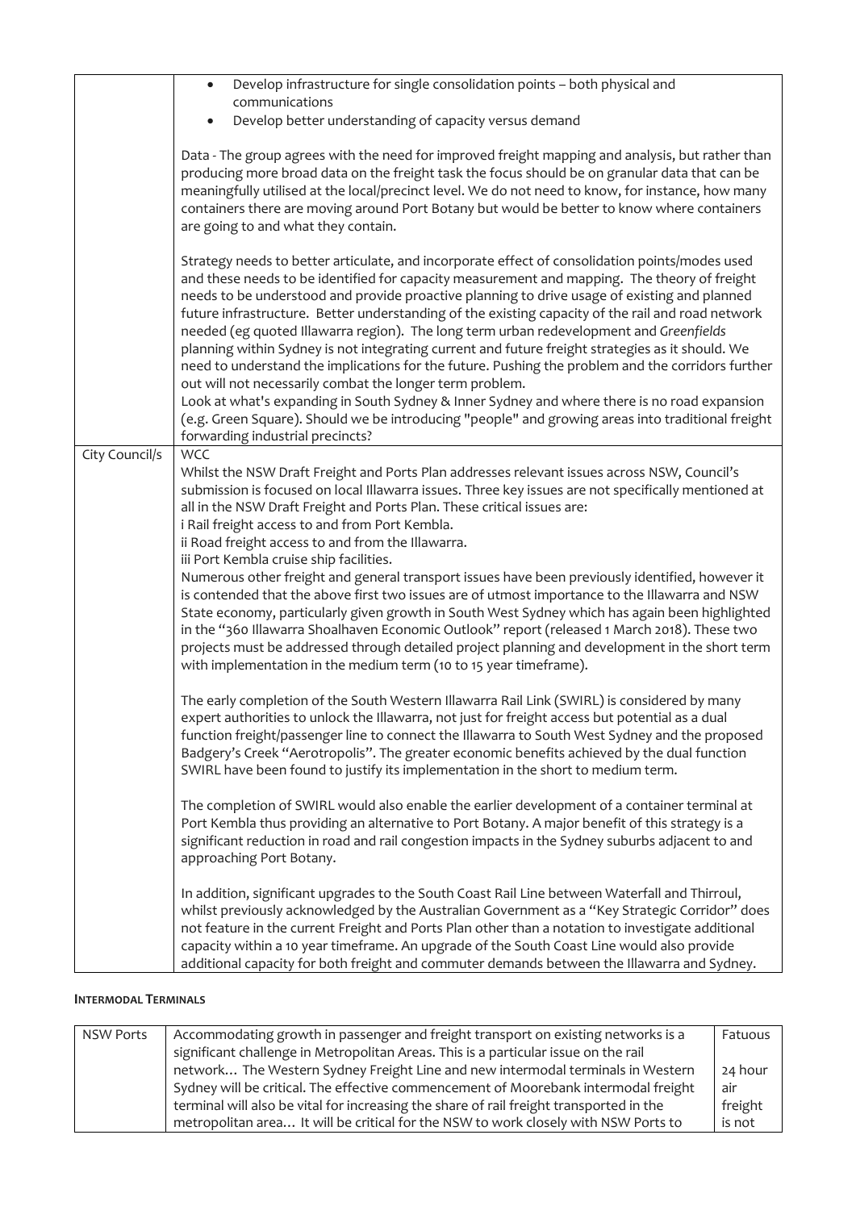| | |
|---|---|
| | • Develop infrastructure for single consolidation points – both physical and communications<br>• Develop better understanding of capacity versus demand<br><br>Data - The group agrees with the need for improved freight mapping and analysis, but rather than producing more broad data on the freight task the focus should be on granular data that can be meaningfully utilised at the local/precinct level. We do not need to know, for instance, how many containers there are moving around Port Botany but would be better to know where containers are going to and what they contain.<br><br>Strategy needs to better articulate, and incorporate effect of consolidation points/modes used and these needs to be identified for capacity measurement and mapping. The theory of freight needs to be understood and provide proactive planning to drive usage of existing and planned future infrastructure. Better understanding of the existing capacity of the rail and road network needed (eg quoted Illawarra region). The long term urban redevelopment and *Greenfields* planning within Sydney is not integrating current and future freight strategies as it should. We need to understand the implications for the future. Pushing the problem and the corridors further out will not necessarily combat the longer term problem.<br>Look at what's expanding in South Sydney & Inner Sydney and where there is no road expansion (e.g. Green Square). Should we be introducing "people" and growing areas into traditional freight forwarding industrial precincts? |
| City Council/s | WCC<br>Whilst the NSW Draft Freight and Ports Plan addresses relevant issues across NSW, Council's submission is focused on local Illawarra issues. Three key issues are not specifically mentioned at all in the NSW Draft Freight and Ports Plan. These critical issues are:<br>i Rail freight access to and from Port Kembla.<br>ii Road freight access to and from the Illawarra.<br>iii Port Kembla cruise ship facilities.<br>Numerous other freight and general transport issues have been previously identified, however it is contended that the above first two issues are of utmost importance to the Illawarra and NSW State economy, particularly given growth in South West Sydney which has again been highlighted in the "360 Illawarra Shoalhaven Economic Outlook" report (released 1 March 2018). These two projects must be addressed through detailed project planning and development in the short term with implementation in the medium term (10 to 15 year timeframe).<br><br>The early completion of the South Western Illawarra Rail Link (SWIRL) is considered by many expert authorities to unlock the Illawarra, not just for freight access but potential as a dual function freight/passenger line to connect the Illawarra to South West Sydney and the proposed Badgery's Creek "Aerotropolis". The greater economic benefits achieved by the dual function SWIRL have been found to justify its implementation in the short to medium term.<br><br>The completion of SWIRL would also enable the earlier development of a container terminal at Port Kembla thus providing an alternative to Port Botany. A major benefit of this strategy is a significant reduction in road and rail congestion impacts in the Sydney suburbs adjacent to and approaching Port Botany.<br><br>In addition, significant upgrades to the South Coast Rail Line between Waterfall and Thirroul, whilst previously acknowledged by the Australian Government as a "Key Strategic Corridor" does not feature in the current Freight and Ports Plan other than a notation to investigate additional capacity within a 10 year timeframe. An upgrade of the South Coast Line would also provide additional capacity for both freight and commuter demands between the Illawarra and Sydney. |

**Intermodal Terminals**

| | | |
|---|---|---|
| NSW Ports | Accommodating growth in passenger and freight transport on existing networks is a significant challenge in Metropolitan Areas. This is a particular issue on the rail network… The Western Sydney Freight Line and new intermodal terminals in Western Sydney will be critical. The effective commencement of Moorebank intermodal freight terminal will also be vital for increasing the share of rail freight transported in the metropolitan area… It will be critical for the NSW to work closely with NSW Ports to | Fatuous<br><br>24 hour air freight is not |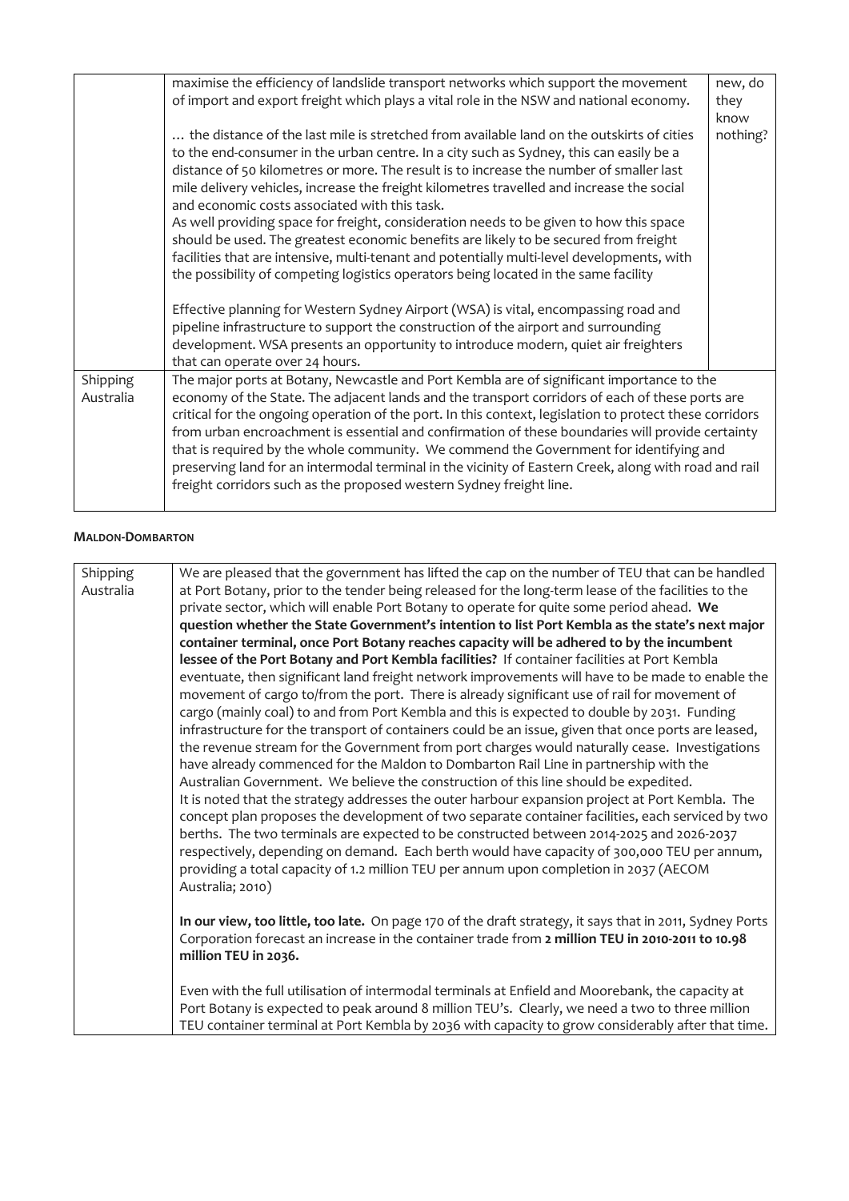|  | maximise the efficiency of landslide transport networks which support the movement of import and export freight which plays a vital role in the NSW and national economy.<br><br>… the distance of the last mile is stretched from available land on the outskirts of cities to the end-consumer in the urban centre. In a city such as Sydney, this can easily be a distance of 50 kilometres or more. The result is to increase the number of smaller last mile delivery vehicles, increase the freight kilometres travelled and increase the social and economic costs associated with this task.<br>As well providing space for freight, consideration needs to be given to how this space should be used. The greatest economic benefits are likely to be secured from freight facilities that are intensive, multi-tenant and potentially multi-level developments, with the possibility of competing logistics operators being located in the same facility<br><br>Effective planning for Western Sydney Airport (WSA) is vital, encompassing road and pipeline infrastructure to support the construction of the airport and surrounding development. WSA presents an opportunity to introduce modern, quiet air freighters that can operate over 24 hours. | new, do they know nothing? |
|---|---|---|
| Shipping Australia | The major ports at Botany, Newcastle and Port Kembla are of significant importance to the economy of the State. The adjacent lands and the transport corridors of each of these ports are critical for the ongoing operation of the port. In this context, legislation to protect these corridors from urban encroachment is essential and confirmation of these boundaries will provide certainty that is required by the whole community. We commend the Government for identifying and preserving land for an intermodal terminal in the vicinity of Eastern Creek, along with road and rail freight corridors such as the proposed western Sydney freight line. | |

#### MALDON-DOMBARTON

| Shipping Australia | We are pleased that the government has lifted the cap on the number of TEU that can be handled at Port Botany, prior to the tender being released for the long-term lease of the facilities to the private sector, which will enable Port Botany to operate for quite some period ahead. **We question whether the State Government's intention to list Port Kembla as the state's next major container terminal, once Port Botany reaches capacity will be adhered to by the incumbent lessee of the Port Botany and Port Kembla facilities?** If container facilities at Port Kembla eventuate, then significant land freight network improvements will have to be made to enable the movement of cargo to/from the port. There is already significant use of rail for movement of cargo (mainly coal) to and from Port Kembla and this is expected to double by 2031. Funding infrastructure for the transport of containers could be an issue, given that once ports are leased, the revenue stream for the Government from port charges would naturally cease. Investigations have already commenced for the Maldon to Dombarton Rail Line in partnership with the Australian Government. We believe the construction of this line should be expedited.<br>It is noted that the strategy addresses the outer harbour expansion project at Port Kembla. The concept plan proposes the development of two separate container facilities, each serviced by two berths. The two terminals are expected to be constructed between 2014-2025 and 2026-2037 respectively, depending on demand. Each berth would have capacity of 300,000 TEU per annum, providing a total capacity of 1.2 million TEU per annum upon completion in 2037 (AECOM Australia; 2010)<br><br>**In our view, too little, too late.** On page 170 of the draft strategy, it says that in 2011, Sydney Ports Corporation forecast an increase in the container trade from **2 million TEU in 2010-2011 to 10.98 million TEU in 2036.**<br><br>Even with the full utilisation of intermodal terminals at Enfield and Moorebank, the capacity at Port Botany is expected to peak around 8 million TEU's. Clearly, we need a two to three million TEU container terminal at Port Kembla by 2036 with capacity to grow considerably after that time. |
|---|---|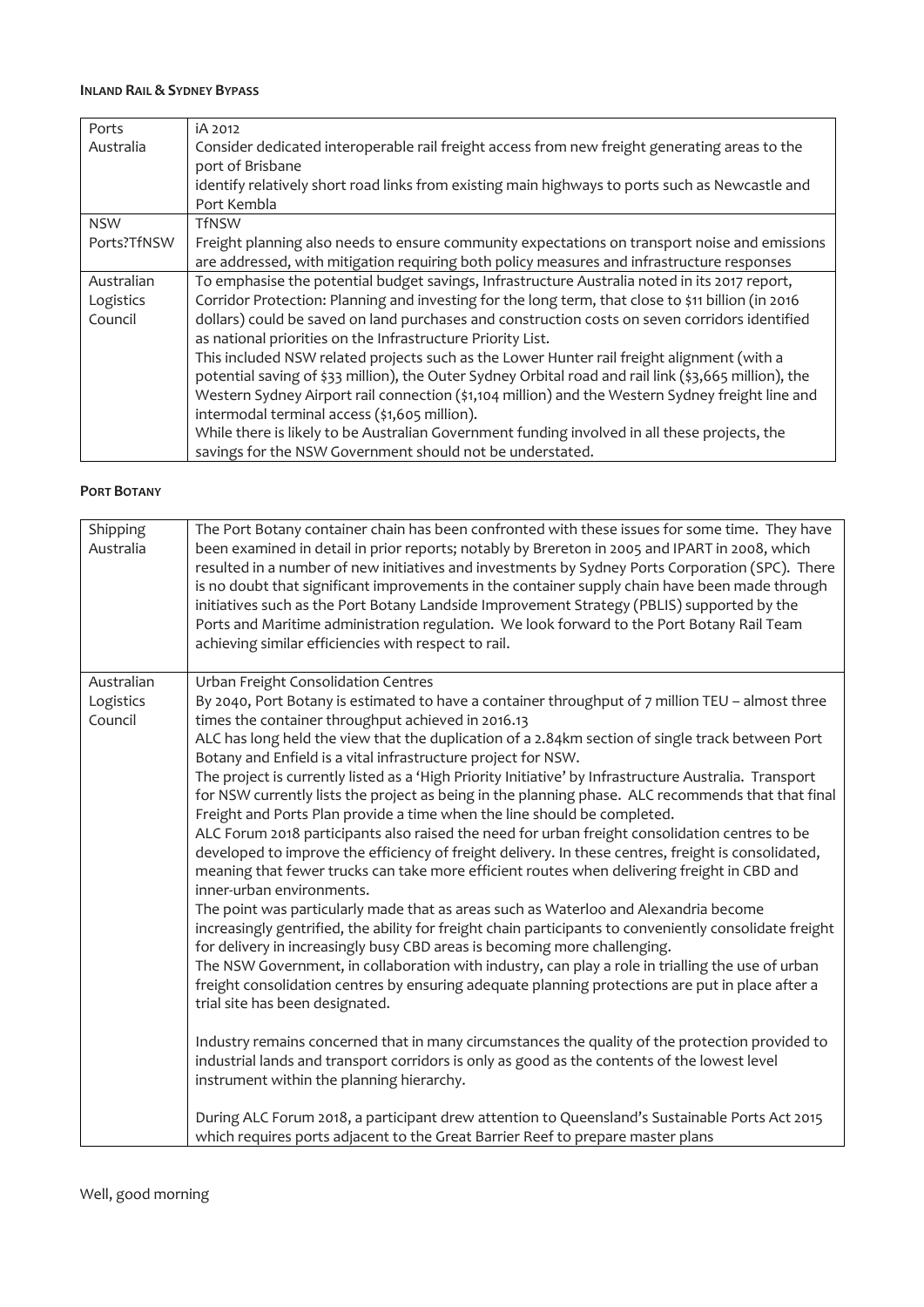**INLAND RAIL & SYDNEY BYPASS**

| | |
|---|---|
| Ports Australia | iA 2012<br>Consider dedicated interoperable rail freight access from new freight generating areas to the port of Brisbane<br>identify relatively short road links from existing main highways to ports such as Newcastle and Port Kembla |
| NSW Ports?TfNSW | TfNSW<br>Freight planning also needs to ensure community expectations on transport noise and emissions are addressed, with mitigation requiring both policy measures and infrastructure responses |
| Australian Logistics Council | To emphasise the potential budget savings, Infrastructure Australia noted in its 2017 report, Corridor Protection: Planning and investing for the long term, that close to $11 billion (in 2016 dollars) could be saved on land purchases and construction costs on seven corridors identified as national priorities on the Infrastructure Priority List.<br>This included NSW related projects such as the Lower Hunter rail freight alignment (with a potential saving of $33 million), the Outer Sydney Orbital road and rail link ($3,665 million), the Western Sydney Airport rail connection ($1,104 million) and the Western Sydney freight line and intermodal terminal access ($1,605 million).<br>While there is likely to be Australian Government funding involved in all these projects, the savings for the NSW Government should not be understated. |

**PORT BOTANY**

| | |
|---|---|
| Shipping Australia | The Port Botany container chain has been confronted with these issues for some time. They have been examined in detail in prior reports; notably by Brereton in 2005 and IPART in 2008, which resulted in a number of new initiatives and investments by Sydney Ports Corporation (SPC). There is no doubt that significant improvements in the container supply chain have been made through initiatives such as the Port Botany Landside Improvement Strategy (PBLIS) supported by the Ports and Maritime administration regulation. We look forward to the Port Botany Rail Team achieving similar efficiencies with respect to rail. |
| Australian Logistics Council | Urban Freight Consolidation Centres<br>By 2040, Port Botany is estimated to have a container throughput of 7 million TEU – almost three times the container throughput achieved in 2016.13<br>ALC has long held the view that the duplication of a 2.84km section of single track between Port Botany and Enfield is a vital infrastructure project for NSW.<br>The project is currently listed as a 'High Priority Initiative' by Infrastructure Australia. Transport for NSW currently lists the project as being in the planning phase. ALC recommends that that final Freight and Ports Plan provide a time when the line should be completed.<br>ALC Forum 2018 participants also raised the need for urban freight consolidation centres to be developed to improve the efficiency of freight delivery. In these centres, freight is consolidated, meaning that fewer trucks can take more efficient routes when delivering freight in CBD and inner-urban environments.<br>The point was particularly made that as areas such as Waterloo and Alexandria become increasingly gentrified, the ability for freight chain participants to conveniently consolidate freight for delivery in increasingly busy CBD areas is becoming more challenging.<br>The NSW Government, in collaboration with industry, can play a role in trialling the use of urban freight consolidation centres by ensuring adequate planning protections are put in place after a trial site has been designated.<br><br>Industry remains concerned that in many circumstances the quality of the protection provided to industrial lands and transport corridors is only as good as the contents of the lowest level instrument within the planning hierarchy.<br><br>During ALC Forum 2018, a participant drew attention to Queensland's Sustainable Ports Act 2015 which requires ports adjacent to the Great Barrier Reef to prepare master plans |

Well, good morning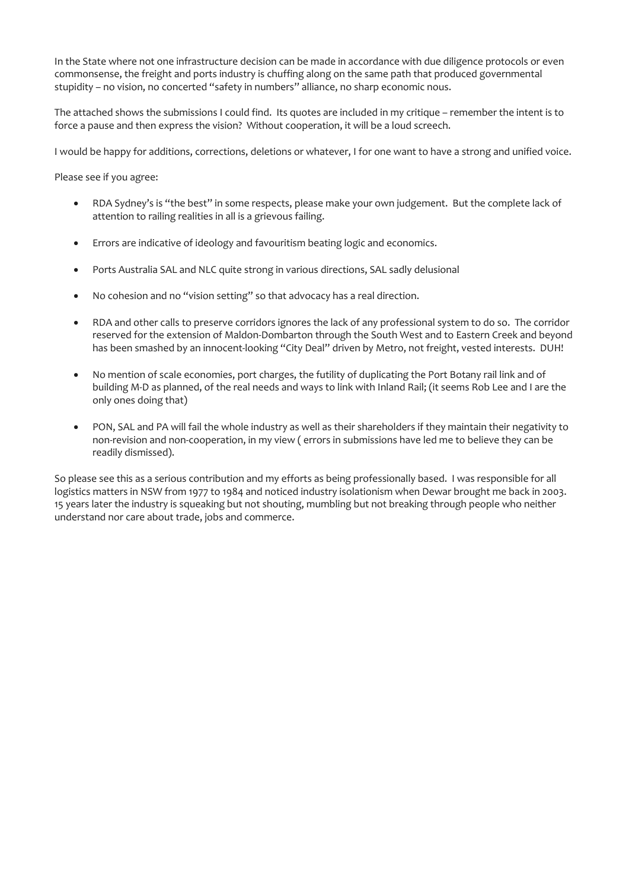In the State where not one infrastructure decision can be made in accordance with due diligence protocols or even commonsense, the freight and ports industry is chuffing along on the same path that produced governmental stupidity – no vision, no concerted "safety in numbers" alliance, no sharp economic nous.

The attached shows the submissions I could find. Its quotes are included in my critique – remember the intent is to force a pause and then express the vision? Without cooperation, it will be a loud screech.

I would be happy for additions, corrections, deletions or whatever, I for one want to have a strong and unified voice.

Please see if you agree:

- RDA Sydney's is "the best" in some respects, please make your own judgement. But the complete lack of attention to railing realities in all is a grievous failing.
- Errors are indicative of ideology and favouritism beating logic and economics.
- Ports Australia SAL and NLC quite strong in various directions, SAL sadly delusional
- No cohesion and no "vision setting" so that advocacy has a real direction.
- RDA and other calls to preserve corridors ignores the lack of any professional system to do so. The corridor reserved for the extension of Maldon-Dombarton through the South West and to Eastern Creek and beyond has been smashed by an innocent-looking "City Deal" driven by Metro, not freight, vested interests. DUH!
- No mention of scale economies, port charges, the futility of duplicating the Port Botany rail link and of building M-D as planned, of the real needs and ways to link with Inland Rail; (it seems Rob Lee and I are the only ones doing that)
- PON, SAL and PA will fail the whole industry as well as their shareholders if they maintain their negativity to non-revision and non-cooperation, in my view ( errors in submissions have led me to believe they can be readily dismissed).

So please see this as a serious contribution and my efforts as being professionally based. I was responsible for all logistics matters in NSW from 1977 to 1984 and noticed industry isolationism when Dewar brought me back in 2003. 15 years later the industry is squeaking but not shouting, mumbling but not breaking through people who neither understand nor care about trade, jobs and commerce.